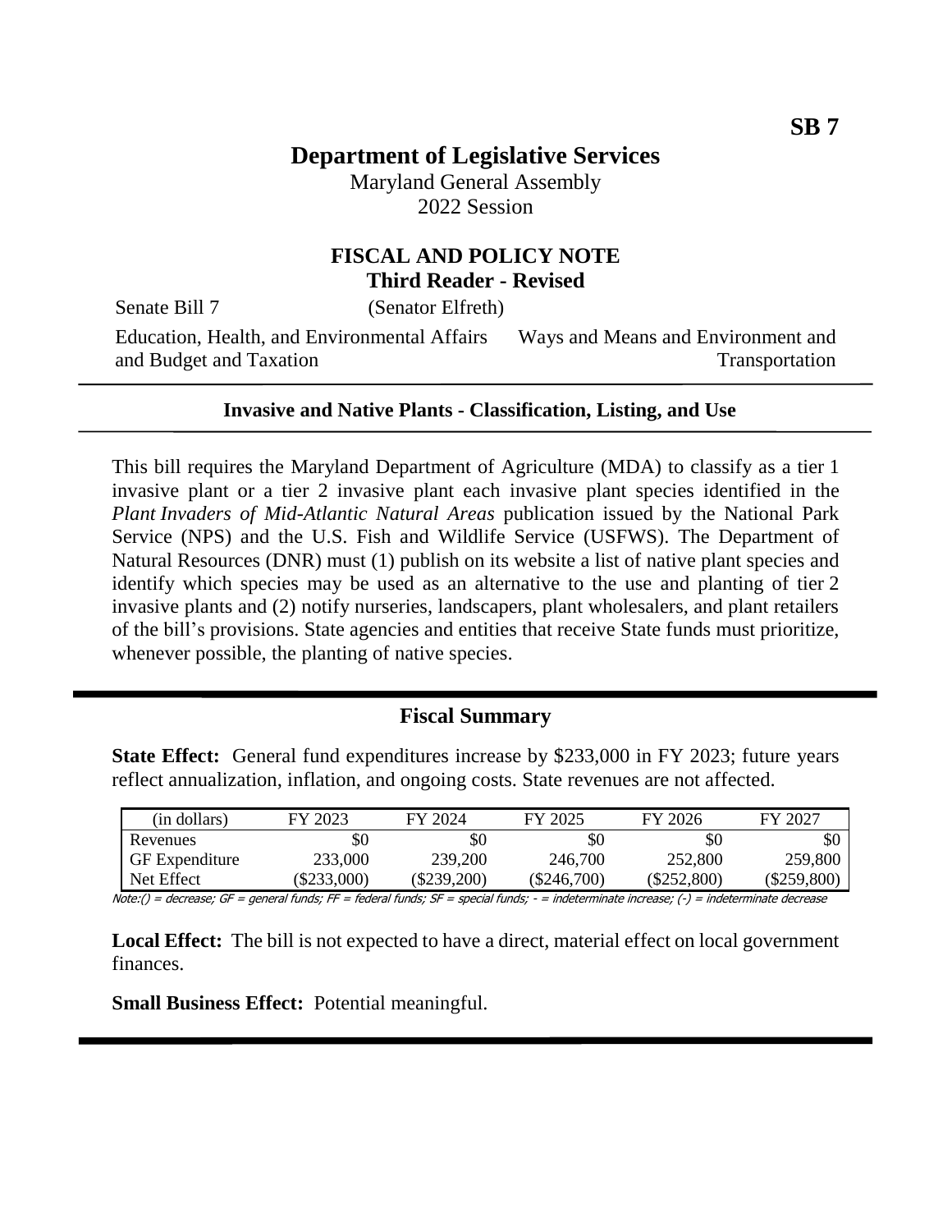SB 7

# Department of Legislative Services

Maryland General Assembly
2022 Session

## FISCAL AND POLICY NOTE
**Third Reader - Revised**

Senate Bill 7 (Senator Elfreth)

Education, Health, and Environmental Affairs and Budget and Taxation — Ways and Means and Environment and Transportation

**Invasive and Native Plants - Classification, Listing, and Use**

This bill requires the Maryland Department of Agriculture (MDA) to classify as a tier 1 invasive plant or a tier 2 invasive plant each invasive plant species identified in the *Plant Invaders of Mid-Atlantic Natural Areas* publication issued by the National Park Service (NPS) and the U.S. Fish and Wildlife Service (USFWS). The Department of Natural Resources (DNR) must (1) publish on its website a list of native plant species and identify which species may be used as an alternative to the use and planting of tier 2 invasive plants and (2) notify nurseries, landscapers, plant wholesalers, and plant retailers of the bill's provisions. State agencies and entities that receive State funds must prioritize, whenever possible, the planting of native species.

## Fiscal Summary

**State Effect:** General fund expenditures increase by $233,000 in FY 2023; future years reflect annualization, inflation, and ongoing costs. State revenues are not affected.

| (in dollars) | FY 2023 | FY 2024 | FY 2025 | FY 2026 | FY 2027 |
|---|---|---|---|---|---|
| Revenues | $0 | $0 | $0 | $0 | $0 |
| GF Expenditure | 233,000 | 239,200 | 246,700 | 252,800 | 259,800 |
| Net Effect | ($233,000) | ($239,200) | ($246,700) | ($252,800) | ($259,800) |

Note:() = decrease; GF = general funds; FF = federal funds; SF = special funds; - = indeterminate increase; (-) = indeterminate decrease

**Local Effect:** The bill is not expected to have a direct, material effect on local government finances.

**Small Business Effect:** Potential meaningful.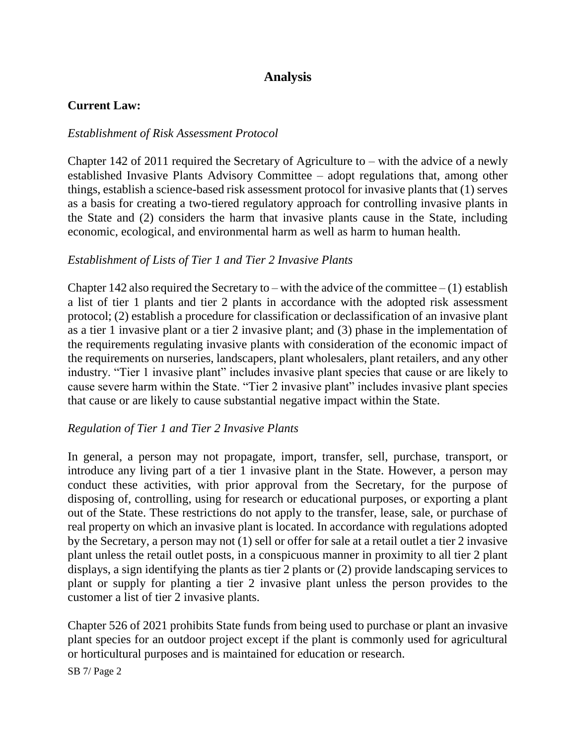## Analysis

**Current Law:**

*Establishment of Risk Assessment Protocol*

Chapter 142 of 2011 required the Secretary of Agriculture to – with the advice of a newly established Invasive Plants Advisory Committee – adopt regulations that, among other things, establish a science-based risk assessment protocol for invasive plants that (1) serves as a basis for creating a two-tiered regulatory approach for controlling invasive plants in the State and (2) considers the harm that invasive plants cause in the State, including economic, ecological, and environmental harm as well as harm to human health.

*Establishment of Lists of Tier 1 and Tier 2 Invasive Plants*

Chapter 142 also required the Secretary to – with the advice of the committee – (1) establish a list of tier 1 plants and tier 2 plants in accordance with the adopted risk assessment protocol; (2) establish a procedure for classification or declassification of an invasive plant as a tier 1 invasive plant or a tier 2 invasive plant; and (3) phase in the implementation of the requirements regulating invasive plants with consideration of the economic impact of the requirements on nurseries, landscapers, plant wholesalers, plant retailers, and any other industry. "Tier 1 invasive plant" includes invasive plant species that cause or are likely to cause severe harm within the State. "Tier 2 invasive plant" includes invasive plant species that cause or are likely to cause substantial negative impact within the State.

*Regulation of Tier 1 and Tier 2 Invasive Plants*

In general, a person may not propagate, import, transfer, sell, purchase, transport, or introduce any living part of a tier 1 invasive plant in the State. However, a person may conduct these activities, with prior approval from the Secretary, for the purpose of disposing of, controlling, using for research or educational purposes, or exporting a plant out of the State. These restrictions do not apply to the transfer, lease, sale, or purchase of real property on which an invasive plant is located. In accordance with regulations adopted by the Secretary, a person may not (1) sell or offer for sale at a retail outlet a tier 2 invasive plant unless the retail outlet posts, in a conspicuous manner in proximity to all tier 2 plant displays, a sign identifying the plants as tier 2 plants or (2) provide landscaping services to plant or supply for planting a tier 2 invasive plant unless the person provides to the customer a list of tier 2 invasive plants.

Chapter 526 of 2021 prohibits State funds from being used to purchase or plant an invasive plant species for an outdoor project except if the plant is commonly used for agricultural or horticultural purposes and is maintained for education or research.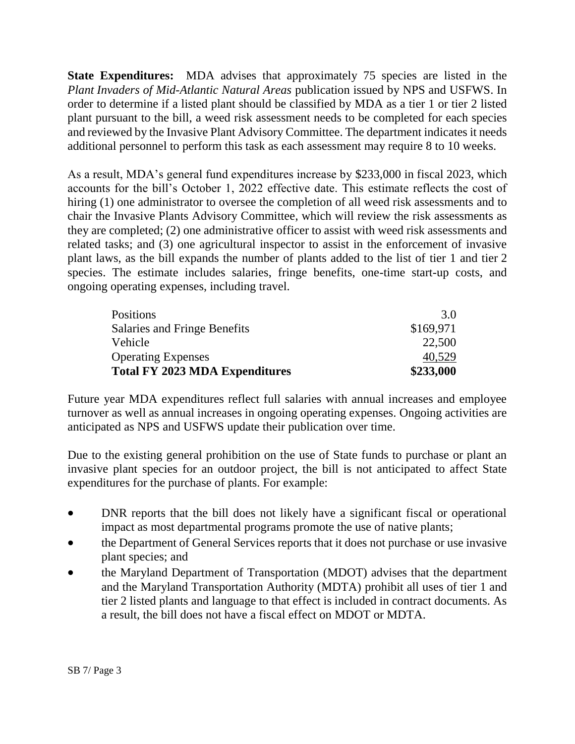**State Expenditures:** MDA advises that approximately 75 species are listed in the *Plant Invaders of Mid-Atlantic Natural Areas* publication issued by NPS and USFWS. In order to determine if a listed plant should be classified by MDA as a tier 1 or tier 2 listed plant pursuant to the bill, a weed risk assessment needs to be completed for each species and reviewed by the Invasive Plant Advisory Committee. The department indicates it needs additional personnel to perform this task as each assessment may require 8 to 10 weeks.

As a result, MDA's general fund expenditures increase by $233,000 in fiscal 2023, which accounts for the bill's October 1, 2022 effective date. This estimate reflects the cost of hiring (1) one administrator to oversee the completion of all weed risk assessments and to chair the Invasive Plants Advisory Committee, which will review the risk assessments as they are completed; (2) one administrative officer to assist with weed risk assessments and related tasks; and (3) one agricultural inspector to assist in the enforcement of invasive plant laws, as the bill expands the number of plants added to the list of tier 1 and tier 2 species. The estimate includes salaries, fringe benefits, one-time start-up costs, and ongoing operating expenses, including travel.

| | |
|---|---:|
| Positions | 3.0 |
| Salaries and Fringe Benefits | $169,971 |
| Vehicle | 22,500 |
| Operating Expenses | 40,529 |
| **Total FY 2023 MDA Expenditures** | **$233,000** |

Future year MDA expenditures reflect full salaries with annual increases and employee turnover as well as annual increases in ongoing operating expenses. Ongoing activities are anticipated as NPS and USFWS update their publication over time.

Due to the existing general prohibition on the use of State funds to purchase or plant an invasive plant species for an outdoor project, the bill is not anticipated to affect State expenditures for the purchase of plants. For example:

- DNR reports that the bill does not likely have a significant fiscal or operational impact as most departmental programs promote the use of native plants;
- the Department of General Services reports that it does not purchase or use invasive plant species; and
- the Maryland Department of Transportation (MDOT) advises that the department and the Maryland Transportation Authority (MDTA) prohibit all uses of tier 1 and tier 2 listed plants and language to that effect is included in contract documents. As a result, the bill does not have a fiscal effect on MDOT or MDTA.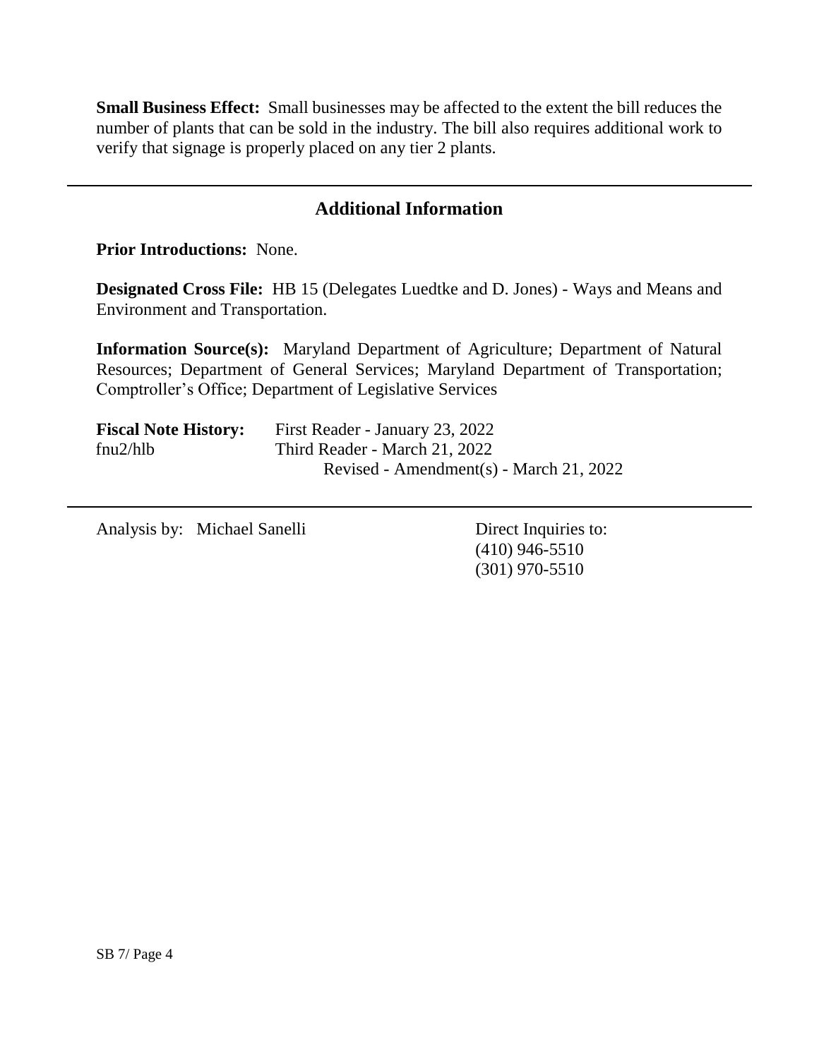**Small Business Effect:** Small businesses may be affected to the extent the bill reduces the number of plants that can be sold in the industry. The bill also requires additional work to verify that signage is properly placed on any tier 2 plants.

---

## Additional Information

**Prior Introductions:** None.

**Designated Cross File:** HB 15 (Delegates Luedtke and D. Jones) - Ways and Means and Environment and Transportation.

**Information Source(s):** Maryland Department of Agriculture; Department of Natural Resources; Department of General Services; Maryland Department of Transportation; Comptroller's Office; Department of Legislative Services

**Fiscal Note History:** First Reader - January 23, 2022
fnu2/hlb Third Reader - March 21, 2022
Revised - Amendment(s) - March 21, 2022

---

Analysis by: Michael Sanelli

Direct Inquiries to:
(410) 946-5510
(301) 970-5510